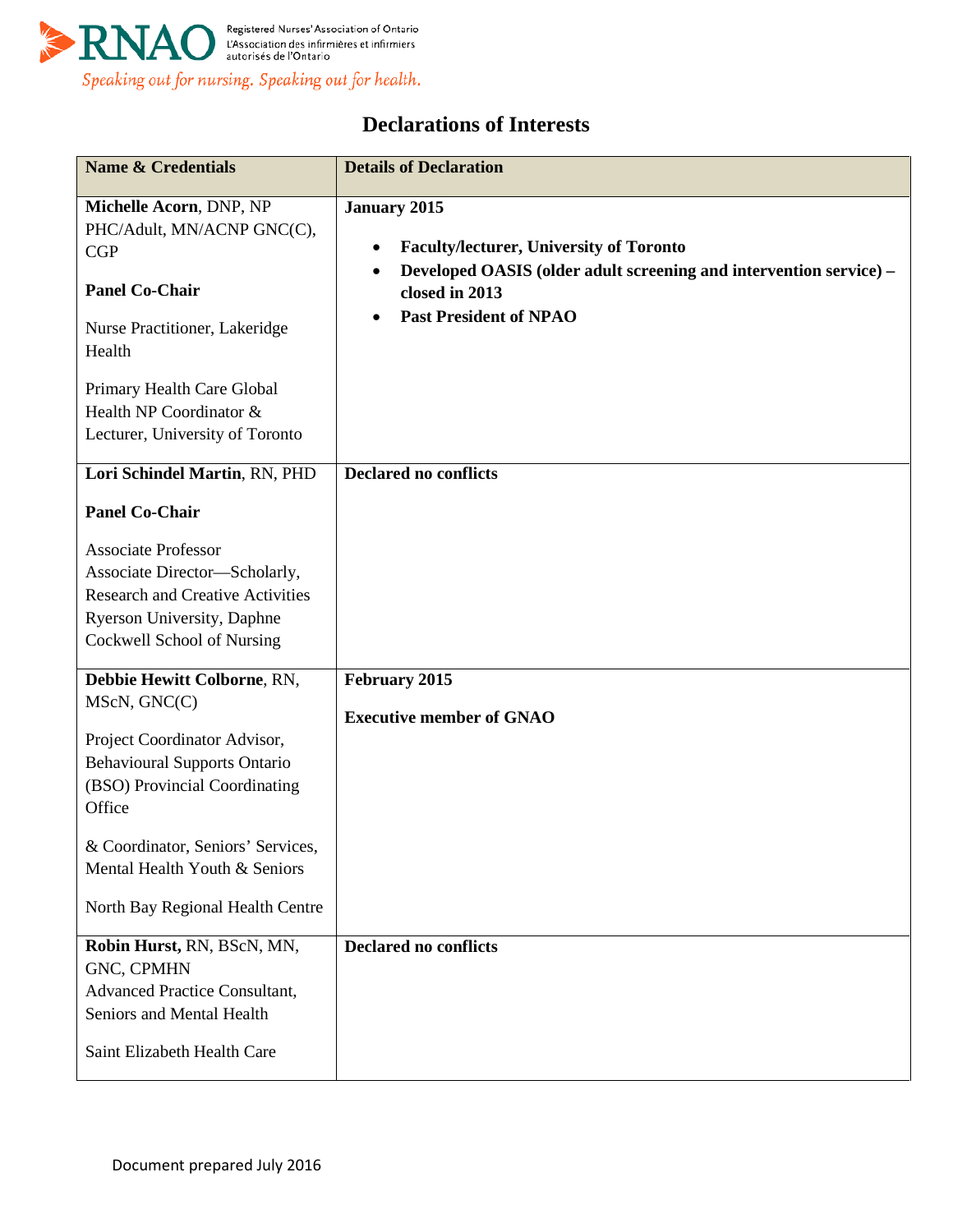# Declarations of Interests

| Name & Credentials | Details of Declaration |
| --- | --- |
| **Michelle Acorn**, DNP, NP PHC/Adult, MN/ACNP GNC(C), CGP<br><br>**Panel Co-Chair**<br><br>Nurse Practitioner, Lakeridge Health<br><br>Primary Health Care Global Health NP Coordinator & Lecturer, University of Toronto | **January 2015**<br><br>• **Faculty/lecturer, University of Toronto**<br>• **Developed OASIS (older adult screening and intervention service) – closed in 2013**<br>• **Past President of NPAO** |
| **Lori Schindel Martin**, RN, PHD<br><br>**Panel Co-Chair**<br><br>Associate Professor<br>Associate Director—Scholarly, Research and Creative Activities<br>Ryerson University, Daphne Cockwell School of Nursing | **Declared no conflicts** |
| **Debbie Hewitt Colborne**, RN, MScN, GNC(C)<br><br>Project Coordinator Advisor, Behavioural Supports Ontario (BSO) Provincial Coordinating Office<br><br>& Coordinator, Seniors' Services, Mental Health Youth & Seniors<br><br>North Bay Regional Health Centre | **February 2015**<br><br>**Executive member of GNAO** |
| **Robin Hurst,** RN, BScN, MN, GNC, CPMHN<br>Advanced Practice Consultant, Seniors and Mental Health<br><br>Saint Elizabeth Health Care | **Declared no conflicts** |

Document prepared July 2016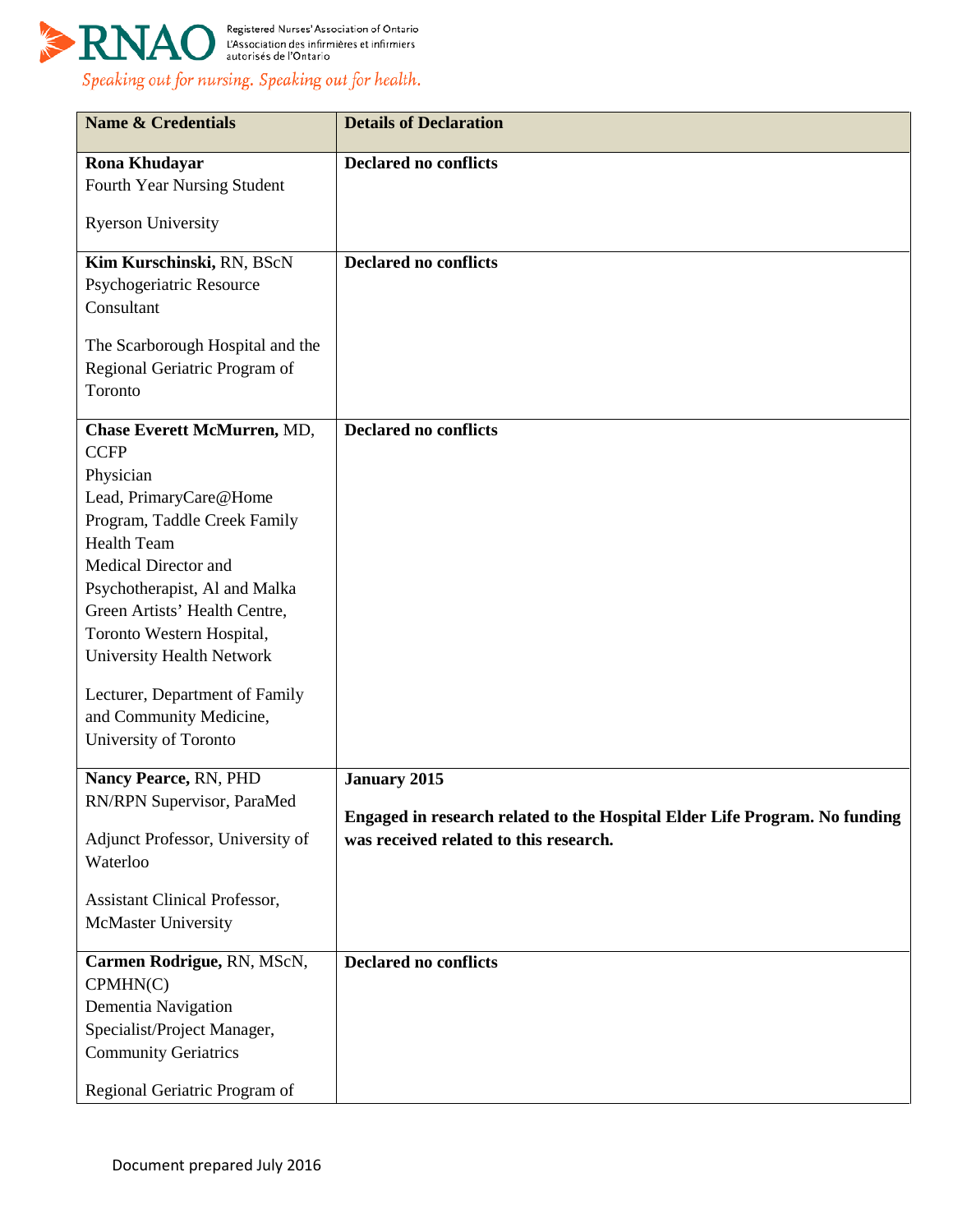| Name & Credentials | Details of Declaration |
|---|---|
| **Rona Khudayar**<br>Fourth Year Nursing Student<br><br>Ryerson University | **Declared no conflicts** |
| **Kim Kurschinski,** RN, BScN<br>Psychogeriatric Resource Consultant<br><br>The Scarborough Hospital and the Regional Geriatric Program of Toronto | **Declared no conflicts** |
| **Chase Everett McMurren,** MD, CCFP<br>Physician<br>Lead, PrimaryCare@Home Program, Taddle Creek Family Health Team<br>Medical Director and Psychotherapist, Al and Malka Green Artists' Health Centre, Toronto Western Hospital, University Health Network<br><br>Lecturer, Department of Family and Community Medicine, University of Toronto | **Declared no conflicts** |
| **Nancy Pearce,** RN, PHD<br>RN/RPN Supervisor, ParaMed<br><br>Adjunct Professor, University of Waterloo<br><br>Assistant Clinical Professor, McMaster University | **January 2015**<br><br>**Engaged in research related to the Hospital Elder Life Program. No funding was received related to this research.** |
| **Carmen Rodrigue,** RN, MScN, CPMHN(C)<br>Dementia Navigation Specialist/Project Manager, Community Geriatrics<br><br>Regional Geriatric Program of | **Declared no conflicts** |

Document prepared July 2016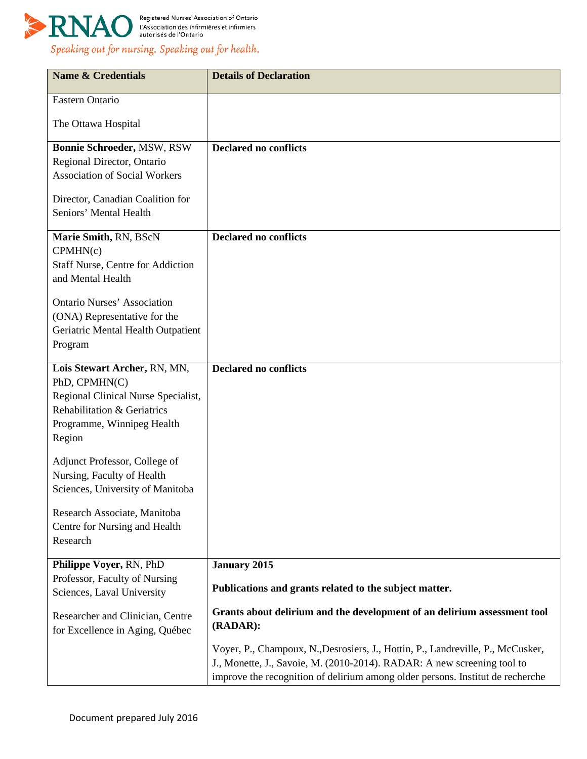| Name & Credentials | Details of Declaration |
|---|---|
| Eastern Ontario<br><br>The Ottawa Hospital | |
| **Bonnie Schroeder,** MSW, RSW<br>Regional Director, Ontario Association of Social Workers<br><br>Director, Canadian Coalition for Seniors' Mental Health | **Declared no conflicts** |
| **Marie Smith,** RN, BScN CPMHN(c)<br>Staff Nurse, Centre for Addiction and Mental Health<br><br>Ontario Nurses' Association (ONA) Representative for the Geriatric Mental Health Outpatient Program | **Declared no conflicts** |
| **Lois Stewart Archer,** RN, MN, PhD, CPMHN(C)<br>Regional Clinical Nurse Specialist, Rehabilitation & Geriatrics Programme, Winnipeg Health Region<br><br>Adjunct Professor, College of Nursing, Faculty of Health Sciences, University of Manitoba<br><br>Research Associate, Manitoba Centre for Nursing and Health Research | **Declared no conflicts** |
| **Philippe Voyer,** RN, PhD<br>Professor, Faculty of Nursing Sciences, Laval University<br><br>Researcher and Clinician, Centre for Excellence in Aging, Québec | **January 2015**<br><br>**Publications and grants related to the subject matter.**<br><br>**Grants about delirium and the development of an delirium assessment tool (RADAR):**<br><br>Voyer, P., Champoux, N.,Desrosiers, J., Hottin, P., Landreville, P., McCusker, J., Monette, J., Savoie, M. (2010-2014). RADAR: A new screening tool to improve the recognition of delirium among older persons. Institut de recherche |

Document prepared July 2016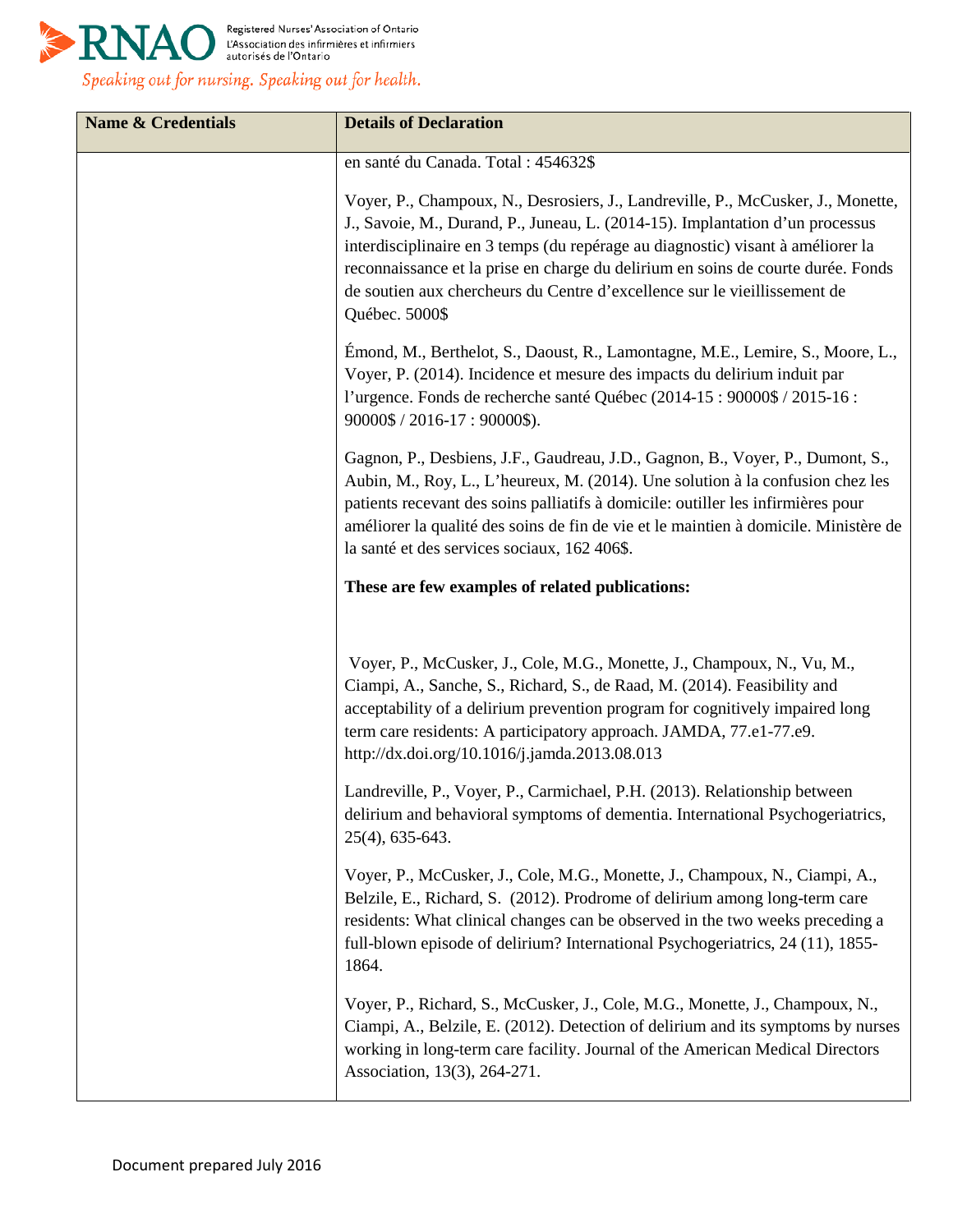| Name & Credentials | Details of Declaration |
|---|---|
| | en santé du Canada. Total : 454632$<br><br>Voyer, P., Champoux, N., Desrosiers, J., Landreville, P., McCusker, J., Monette, J., Savoie, M., Durand, P., Juneau, L. (2014-15). Implantation d'un processus interdisciplinaire en 3 temps (du repérage au diagnostic) visant à améliorer la reconnaissance et la prise en charge du delirium en soins de courte durée. Fonds de soutien aux chercheurs du Centre d'excellence sur le vieillissement de Québec. 5000$<br><br>Émond, M., Berthelot, S., Daoust, R., Lamontagne, M.E., Lemire, S., Moore, L., Voyer, P. (2014). Incidence et mesure des impacts du delirium induit par l'urgence. Fonds de recherche santé Québec (2014-15 : 90000$ / 2015-16 : 90000$ / 2016-17 : 90000$).<br><br>Gagnon, P., Desbiens, J.F., Gaudreau, J.D., Gagnon, B., Voyer, P., Dumont, S., Aubin, M., Roy, L., L'heureux, M. (2014). Une solution à la confusion chez les patients recevant des soins palliatifs à domicile: outiller les infirmières pour améliorer la qualité des soins de fin de vie et le maintien à domicile. Ministère de la santé et des services sociaux, 162 406$.<br><br>**These are few examples of related publications:**<br><br>Voyer, P., McCusker, J., Cole, M.G., Monette, J., Champoux, N., Vu, M., Ciampi, A., Sanche, S., Richard, S., de Raad, M. (2014). Feasibility and acceptability of a delirium prevention program for cognitively impaired long term care residents: A participatory approach. JAMDA, 77.e1-77.e9. http://dx.doi.org/10.1016/j.jamda.2013.08.013<br><br>Landreville, P., Voyer, P., Carmichael, P.H. (2013). Relationship between delirium and behavioral symptoms of dementia. International Psychogeriatrics, 25(4), 635-643.<br><br>Voyer, P., McCusker, J., Cole, M.G., Monette, J., Champoux, N., Ciampi, A., Belzile, E., Richard, S. (2012). Prodrome of delirium among long-term care residents: What clinical changes can be observed in the two weeks preceding a full-blown episode of delirium? International Psychogeriatrics, 24 (11), 1855-1864.<br><br>Voyer, P., Richard, S., McCusker, J., Cole, M.G., Monette, J., Champoux, N., Ciampi, A., Belzile, E. (2012). Detection of delirium and its symptoms by nurses working in long-term care facility. Journal of the American Medical Directors Association, 13(3), 264-271. |

Document prepared July 2016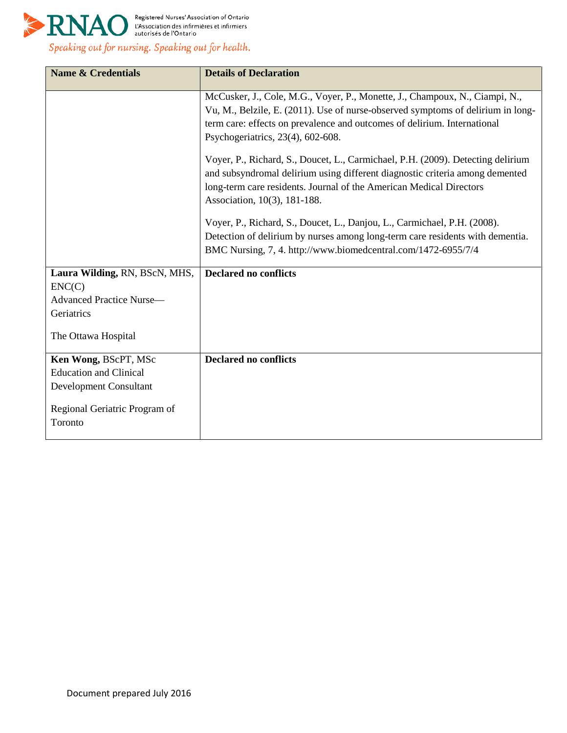| Name & Credentials | Details of Declaration |
| --- | --- |
| | McCusker, J., Cole, M.G., Voyer, P., Monette, J., Champoux, N., Ciampi, N., Vu, M., Belzile, E. (2011). Use of nurse-observed symptoms of delirium in long-term care: effects on prevalence and outcomes of delirium. International Psychogeriatrics, 23(4), 602-608.<br><br>Voyer, P., Richard, S., Doucet, L., Carmichael, P.H. (2009). Detecting delirium and subsyndromal delirium using different diagnostic criteria among demented long-term care residents. Journal of the American Medical Directors Association, 10(3), 181-188.<br><br>Voyer, P., Richard, S., Doucet, L., Danjou, L., Carmichael, P.H. (2008). Detection of delirium by nurses among long-term care residents with dementia. BMC Nursing, 7, 4. http://www.biomedcentral.com/1472-6955/7/4 |
| **Laura Wilding,** RN, BScN, MHS, ENC(C)<br>Advanced Practice Nurse—Geriatrics<br><br>The Ottawa Hospital | **Declared no conflicts** |
| **Ken Wong,** BScPT, MSc<br>Education and Clinical Development Consultant<br><br>Regional Geriatric Program of Toronto | **Declared no conflicts** |

Document prepared July 2016